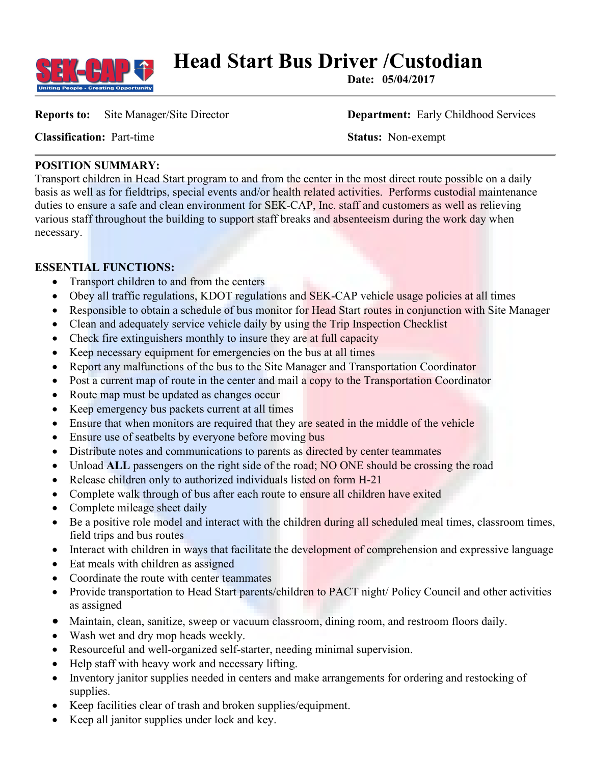# Head Start Bus Driver /Custodian

**Date: 05/04/2017**

**Reports to:** Site Manager/Site Director

**Department:** Early Childhood Services

**Classification:** Part-time

**Status:** Non-exempt

**POSITION SUMMARY:**

Transport children in Head Start program to and from the center in the most direct route possible on a daily basis as well as for fieldtrips, special events and/or health related activities. Performs custodial maintenance duties to ensure a safe and clean environment for SEK-CAP, Inc. staff and customers as well as relieving various staff throughout the building to support staff breaks and absenteeism during the work day when necessary.

**ESSENTIAL FUNCTIONS:**

- Transport children to and from the centers
- Obey all traffic regulations, KDOT regulations and SEK-CAP vehicle usage policies at all times
- Responsible to obtain a schedule of bus monitor for Head Start routes in conjunction with Site Manager
- Clean and adequately service vehicle daily by using the Trip Inspection Checklist
- Check fire extinguishers monthly to insure they are at full capacity
- Keep necessary equipment for emergencies on the bus at all times
- Report any malfunctions of the bus to the Site Manager and Transportation Coordinator
- Post a current map of route in the center and mail a copy to the Transportation Coordinator
- Route map must be updated as changes occur
- Keep emergency bus packets current at all times
- Ensure that when monitors are required that they are seated in the middle of the vehicle
- Ensure use of seatbelts by everyone before moving bus
- Distribute notes and communications to parents as directed by center teammates
- Unload **ALL** passengers on the right side of the road; NO ONE should be crossing the road
- Release children only to authorized individuals listed on form H-21
- Complete walk through of bus after each route to ensure all children have exited
- Complete mileage sheet daily
- Be a positive role model and interact with the children during all scheduled meal times, classroom times, field trips and bus routes
- Interact with children in ways that facilitate the development of comprehension and expressive language
- Eat meals with children as assigned
- Coordinate the route with center teammates
- Provide transportation to Head Start parents/children to PACT night/ Policy Council and other activities as assigned
- Maintain, clean, sanitize, sweep or vacuum classroom, dining room, and restroom floors daily.
- Wash wet and dry mop heads weekly.
- Resourceful and well-organized self-starter, needing minimal supervision.
- Help staff with heavy work and necessary lifting.
- Inventory janitor supplies needed in centers and make arrangements for ordering and restocking of supplies.
- Keep facilities clear of trash and broken supplies/equipment.
- Keep all janitor supplies under lock and key.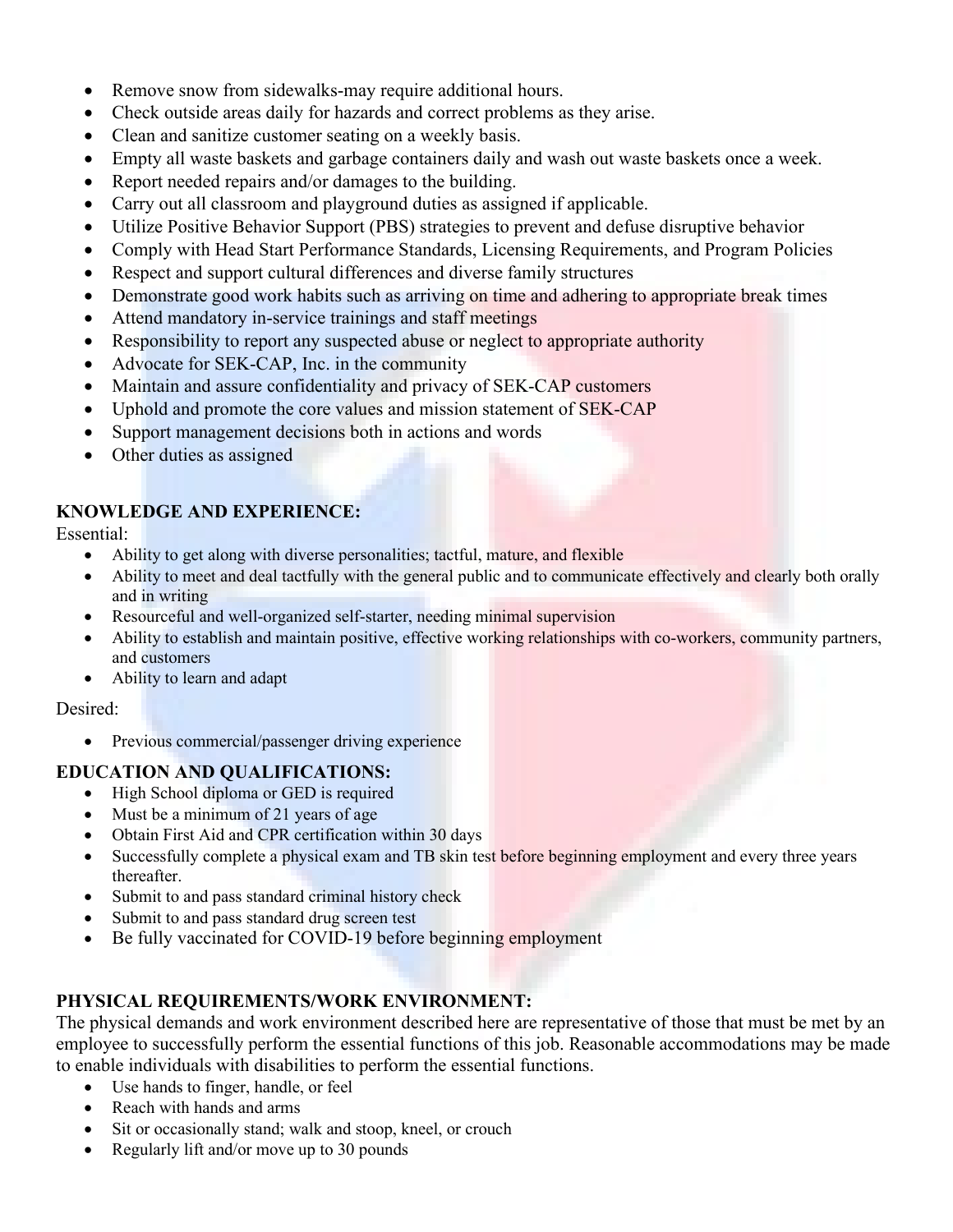- Remove snow from sidewalks-may require additional hours.
- Check outside areas daily for hazards and correct problems as they arise.
- Clean and sanitize customer seating on a weekly basis.
- Empty all waste baskets and garbage containers daily and wash out waste baskets once a week.
- Report needed repairs and/or damages to the building.
- Carry out all classroom and playground duties as assigned if applicable.
- Utilize Positive Behavior Support (PBS) strategies to prevent and defuse disruptive behavior
- Comply with Head Start Performance Standards, Licensing Requirements, and Program Policies
- Respect and support cultural differences and diverse family structures
- Demonstrate good work habits such as arriving on time and adhering to appropriate break times
- Attend mandatory in-service trainings and staff meetings
- Responsibility to report any suspected abuse or neglect to appropriate authority
- Advocate for SEK-CAP, Inc. in the community
- Maintain and assure confidentiality and privacy of SEK-CAP customers
- Uphold and promote the core values and mission statement of SEK-CAP
- Support management decisions both in actions and words
- Other duties as assigned

**KNOWLEDGE AND EXPERIENCE:**

Essential:

- Ability to get along with diverse personalities; tactful, mature, and flexible
- Ability to meet and deal tactfully with the general public and to communicate effectively and clearly both orally and in writing
- Resourceful and well-organized self-starter, needing minimal supervision
- Ability to establish and maintain positive, effective working relationships with co-workers, community partners, and customers
- Ability to learn and adapt

Desired:

- Previous commercial/passenger driving experience

**EDUCATION AND QUALIFICATIONS:**

- High School diploma or GED is required
- Must be a minimum of 21 years of age
- Obtain First Aid and CPR certification within 30 days
- Successfully complete a physical exam and TB skin test before beginning employment and every three years thereafter.
- Submit to and pass standard criminal history check
- Submit to and pass standard drug screen test
- Be fully vaccinated for COVID-19 before beginning employment

**PHYSICAL REQUIREMENTS/WORK ENVIRONMENT:**

The physical demands and work environment described here are representative of those that must be met by an employee to successfully perform the essential functions of this job. Reasonable accommodations may be made to enable individuals with disabilities to perform the essential functions.

- Use hands to finger, handle, or feel
- Reach with hands and arms
- Sit or occasionally stand; walk and stoop, kneel, or crouch
- Regularly lift and/or move up to 30 pounds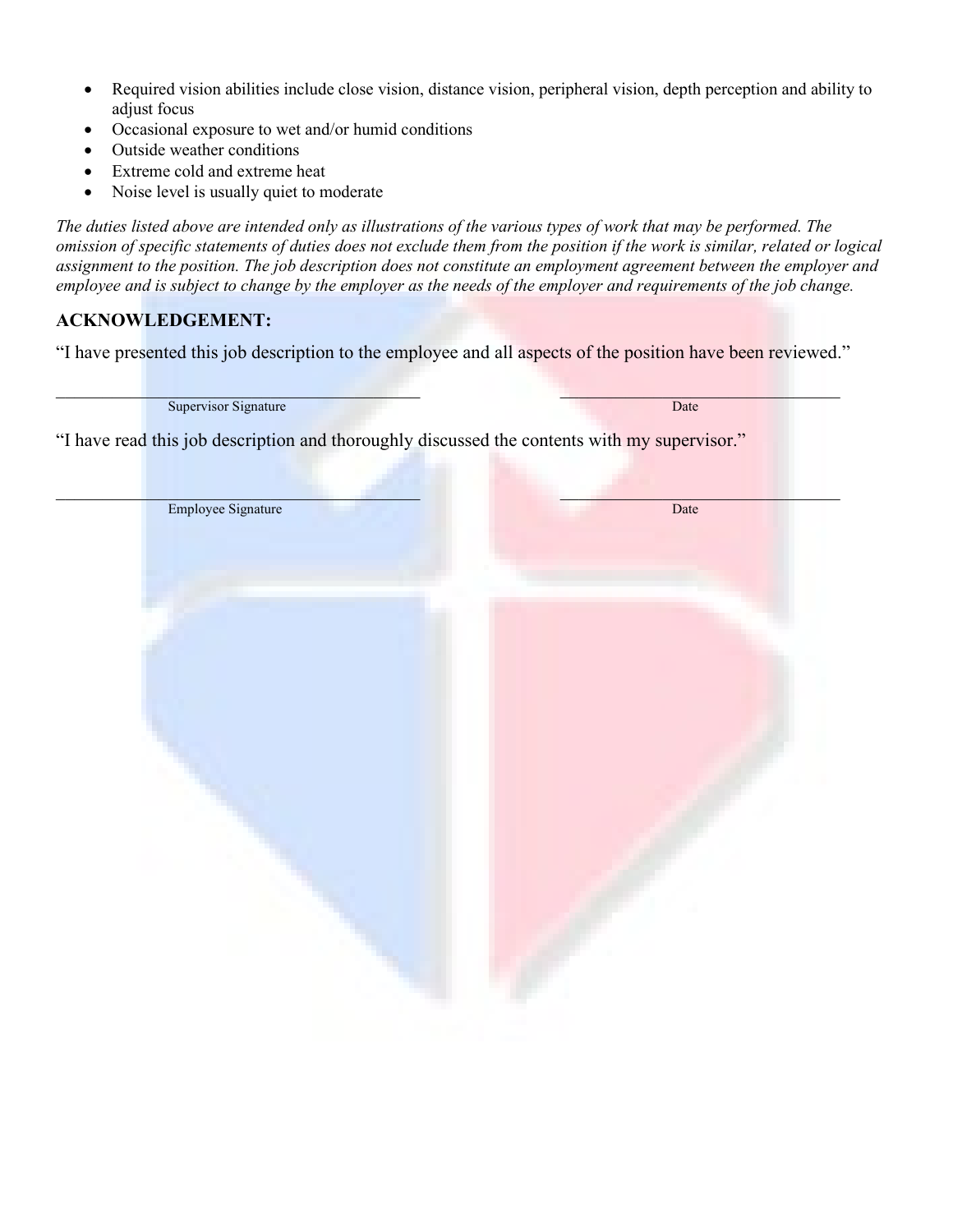- Required vision abilities include close vision, distance vision, peripheral vision, depth perception and ability to adjust focus
- Occasional exposure to wet and/or humid conditions
- Outside weather conditions
- Extreme cold and extreme heat
- Noise level is usually quiet to moderate

*The duties listed above are intended only as illustrations of the various types of work that may be performed. The omission of specific statements of duties does not exclude them from the position if the work is similar, related or logical assignment to the position. The job description does not constitute an employment agreement between the employer and employee and is subject to change by the employer as the needs of the employer and requirements of the job change.*

## ACKNOWLEDGEMENT:

"I have presented this job description to the employee and all aspects of the position have been reviewed."

______________________________ Supervisor Signature &nbsp;&nbsp;&nbsp;&nbsp; ______________________________ Date

"I have read this job description and thoroughly discussed the contents with my supervisor."

______________________________ Employee Signature &nbsp;&nbsp;&nbsp;&nbsp; ______________________________ Date